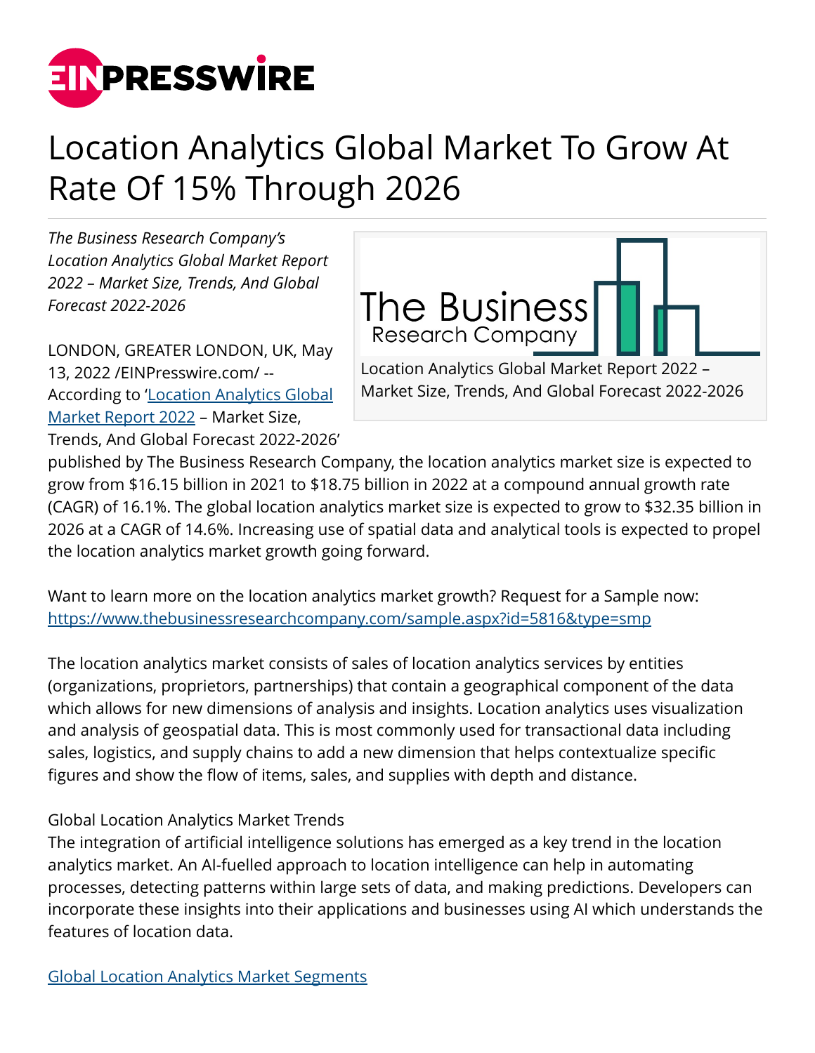# Location Analytics Global Market To Grow At Rate Of 15% Through 2026

*The Business Research Company's Location Analytics Global Market Report 2022 – Market Size, Trends, And Global Forecast 2022-2026*

Location Analytics Global Market Report 2022 – Market Size, Trends, And Global Forecast 2022-2026

LONDON, GREATER LONDON, UK, May 13, 2022 /EINPresswire.com/ -- According to '[Location Analytics Global Market Report 2022](#) – Market Size, Trends, And Global Forecast 2022-2026' published by The Business Research Company, the location analytics market size is expected to grow from $16.15 billion in 2021 to $18.75 billion in 2022 at a compound annual growth rate (CAGR) of 16.1%. The global location analytics market size is expected to grow to $32.35 billion in 2026 at a CAGR of 14.6%. Increasing use of spatial data and analytical tools is expected to propel the location analytics market growth going forward.

Want to learn more on the location analytics market growth? Request for a Sample now: [https://www.thebusinessresearchcompany.com/sample.aspx?id=5816&type=smp](https://www.thebusinessresearchcompany.com/sample.aspx?id=5816&type=smp)

The location analytics market consists of sales of location analytics services by entities (organizations, proprietors, partnerships) that contain a geographical component of the data which allows for new dimensions of analysis and insights. Location analytics uses visualization and analysis of geospatial data. This is most commonly used for transactional data including sales, logistics, and supply chains to add a new dimension that helps contextualize specific figures and show the flow of items, sales, and supplies with depth and distance.

Global Location Analytics Market Trends

The integration of artificial intelligence solutions has emerged as a key trend in the location analytics market. An AI-fuelled approach to location intelligence can help in automating processes, detecting patterns within large sets of data, and making predictions. Developers can incorporate these insights into their applications and businesses using AI which understands the features of location data.

[Global Location Analytics Market Segments](#)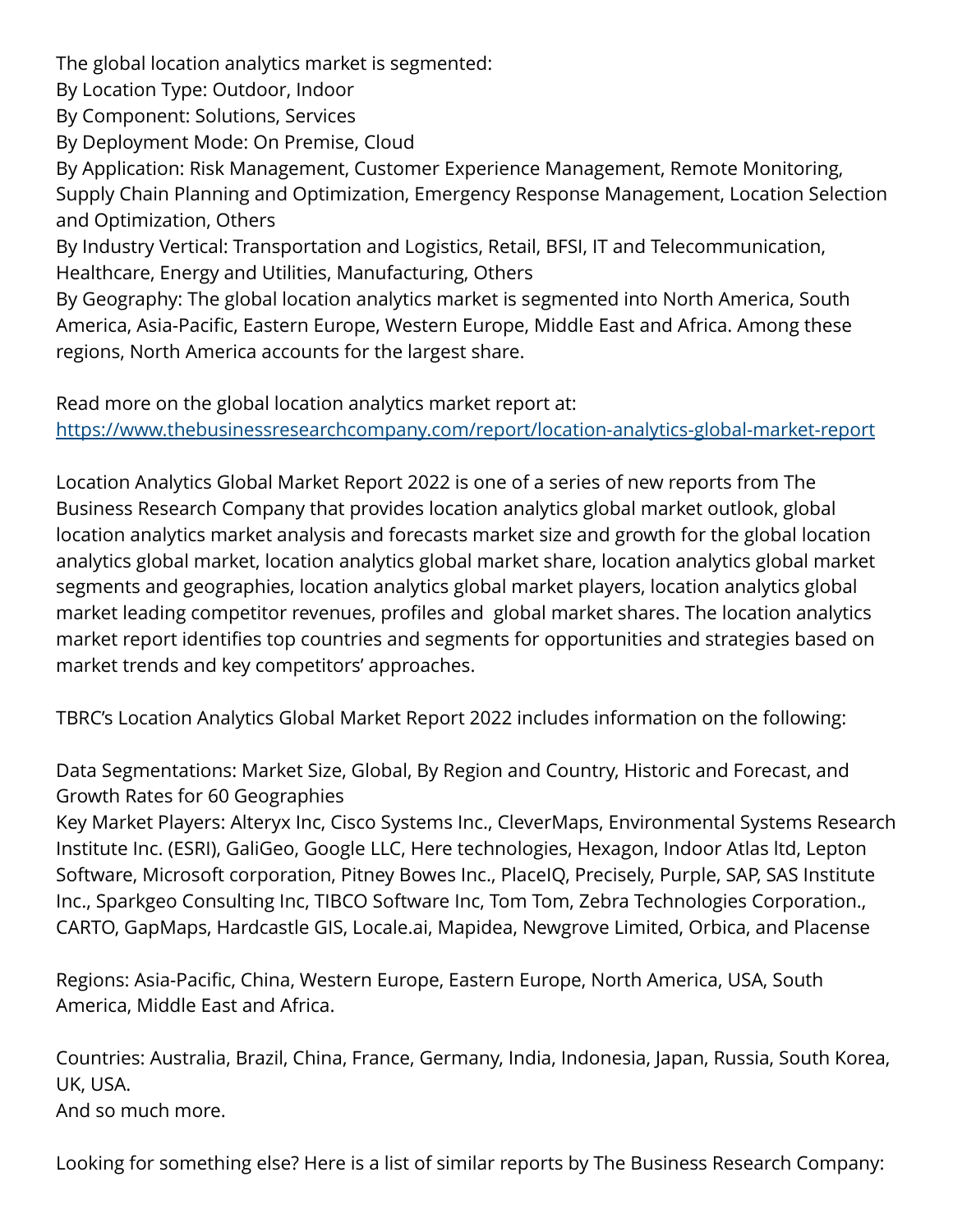The global location analytics market is segmented:

By Location Type: Outdoor, Indoor

By Component: Solutions, Services

By Deployment Mode: On Premise, Cloud

By Application: Risk Management, Customer Experience Management, Remote Monitoring, Supply Chain Planning and Optimization, Emergency Response Management, Location Selection and Optimization, Others

By Industry Vertical: Transportation and Logistics, Retail, BFSI, IT and Telecommunication, Healthcare, Energy and Utilities, Manufacturing, Others

By Geography: The global location analytics market is segmented into North America, South America, Asia-Pacific, Eastern Europe, Western Europe, Middle East and Africa. Among these regions, North America accounts for the largest share.

Read more on the global location analytics market report at: [https://www.thebusinessresearchcompany.com/report/location-analytics-global-market-report](https://www.thebusinessresearchcompany.com/report/location-analytics-global-market-report)

Location Analytics Global Market Report 2022 is one of a series of new reports from The Business Research Company that provides location analytics global market outlook, global location analytics market analysis and forecasts market size and growth for the global location analytics global market, location analytics global market share, location analytics global market segments and geographies, location analytics global market players, location analytics global market leading competitor revenues, profiles and global market shares. The location analytics market report identifies top countries and segments for opportunities and strategies based on market trends and key competitors' approaches.

TBRC's Location Analytics Global Market Report 2022 includes information on the following:

Data Segmentations: Market Size, Global, By Region and Country, Historic and Forecast, and Growth Rates for 60 Geographies

Key Market Players: Alteryx Inc, Cisco Systems Inc., CleverMaps, Environmental Systems Research Institute Inc. (ESRI), GaliGeo, Google LLC, Here technologies, Hexagon, Indoor Atlas ltd, Lepton Software, Microsoft corporation, Pitney Bowes Inc., PlaceIQ, Precisely, Purple, SAP, SAS Institute Inc., Sparkgeo Consulting Inc, TIBCO Software Inc, Tom Tom, Zebra Technologies Corporation., CARTO, GapMaps, Hardcastle GIS, Locale.ai, Mapidea, Newgrove Limited, Orbica, and Placense

Regions: Asia-Pacific, China, Western Europe, Eastern Europe, North America, USA, South America, Middle East and Africa.

Countries: Australia, Brazil, China, France, Germany, India, Indonesia, Japan, Russia, South Korea, UK, USA.

And so much more.

Looking for something else? Here is a list of similar reports by The Business Research Company: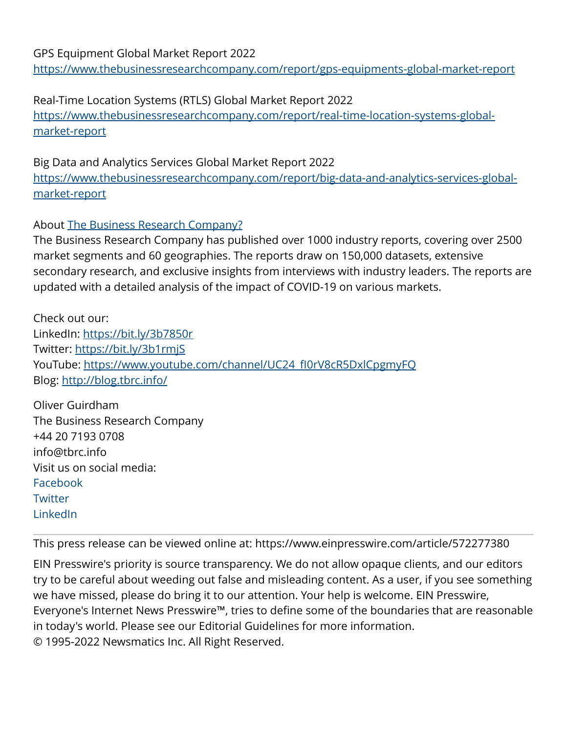GPS Equipment Global Market Report 2022
https://www.thebusinessresearchcompany.com/report/gps-equipments-global-market-report

Real-Time Location Systems (RTLS) Global Market Report 2022
https://www.thebusinessresearchcompany.com/report/real-time-location-systems-global-market-report

Big Data and Analytics Services Global Market Report 2022
https://www.thebusinessresearchcompany.com/report/big-data-and-analytics-services-global-market-report

About The Business Research Company?
The Business Research Company has published over 1000 industry reports, covering over 2500 market segments and 60 geographies. The reports draw on 150,000 datasets, extensive secondary research, and exclusive insights from interviews with industry leaders. The reports are updated with a detailed analysis of the impact of COVID-19 on various markets.

Check out our:
LinkedIn: https://bit.ly/3b7850r
Twitter: https://bit.ly/3b1rmjS
YouTube: https://www.youtube.com/channel/UC24_fI0rV8cR5DxlCpgmyFQ
Blog: http://blog.tbrc.info/

Oliver Guirdham
The Business Research Company
+44 20 7193 0708
info@tbrc.info
Visit us on social media:
Facebook
Twitter
LinkedIn

---

This press release can be viewed online at: https://www.einpresswire.com/article/572277380

EIN Presswire's priority is source transparency. We do not allow opaque clients, and our editors try to be careful about weeding out false and misleading content. As a user, if you see something we have missed, please do bring it to our attention. Your help is welcome. EIN Presswire, Everyone's Internet News Presswire™, tries to define some of the boundaries that are reasonable in today's world. Please see our Editorial Guidelines for more information.
© 1995-2022 Newsmatics Inc. All Right Reserved.